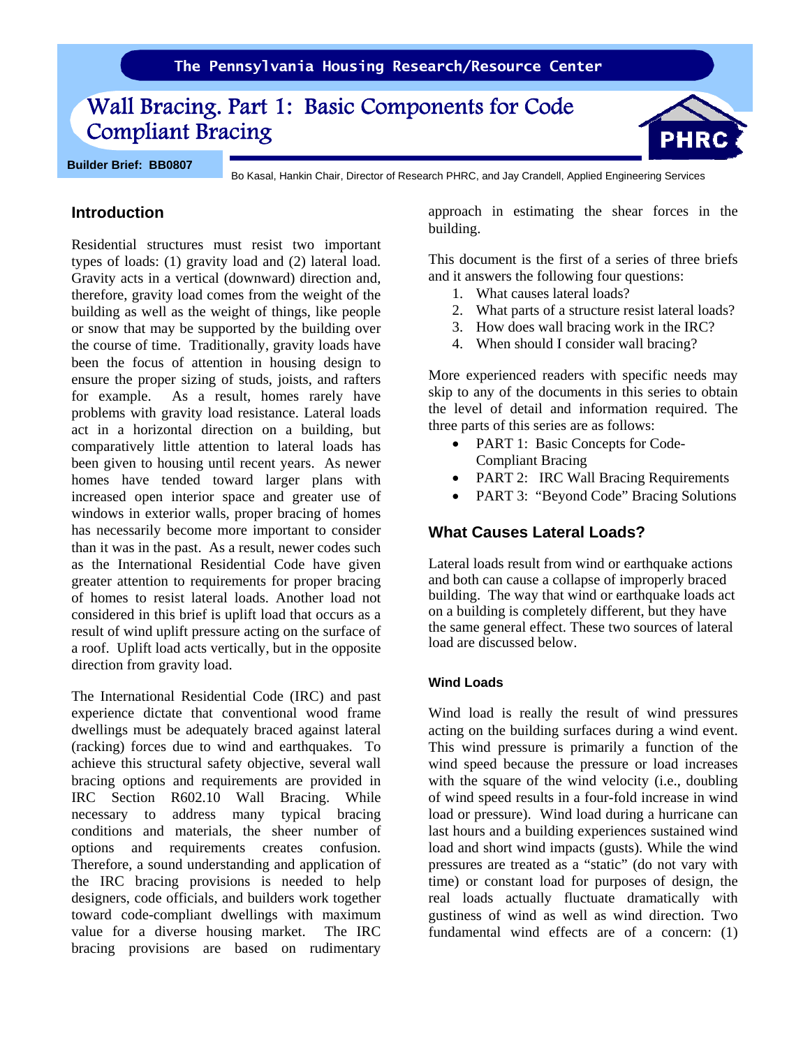The Pennsylvania Housing Research/Resource Center

# Wall Bracing. Part 1: Basic Components for Code Compliant Bracing

**Builder Brief: BB0807**

Bo Kasal, Hankin Chair, Director of Research PHRC, and Jay Crandell, Applied Engineering Services

## Introduction

Residential structures must resist two important types of loads: (1) gravity load and (2) lateral load. Gravity acts in a vertical (downward) direction and, therefore, gravity load comes from the weight of the building as well as the weight of things, like people or snow that may be supported by the building over the course of time. Traditionally, gravity loads have been the focus of attention in housing design to ensure the proper sizing of studs, joists, and rafters for example. As a result, homes rarely have problems with gravity load resistance. Lateral loads act in a horizontal direction on a building, but comparatively little attention to lateral loads has been given to housing until recent years. As newer homes have tended toward larger plans with increased open interior space and greater use of windows in exterior walls, proper bracing of homes has necessarily become more important to consider than it was in the past. As a result, newer codes such as the International Residential Code have given greater attention to requirements for proper bracing of homes to resist lateral loads. Another load not considered in this brief is uplift load that occurs as a result of wind uplift pressure acting on the surface of a roof. Uplift load acts vertically, but in the opposite direction from gravity load.

The International Residential Code (IRC) and past experience dictate that conventional wood frame dwellings must be adequately braced against lateral (racking) forces due to wind and earthquakes. To achieve this structural safety objective, several wall bracing options and requirements are provided in IRC Section R602.10 Wall Bracing. While necessary to address many typical bracing conditions and materials, the sheer number of options and requirements creates confusion. Therefore, a sound understanding and application of the IRC bracing provisions is needed to help designers, code officials, and builders work together toward code-compliant dwellings with maximum value for a diverse housing market. The IRC bracing provisions are based on rudimentary approach in estimating the shear forces in the building.

This document is the first of a series of three briefs and it answers the following four questions:

1. What causes lateral loads?
2. What parts of a structure resist lateral loads?
3. How does wall bracing work in the IRC?
4. When should I consider wall bracing?

More experienced readers with specific needs may skip to any of the documents in this series to obtain the level of detail and information required. The three parts of this series are as follows:

- PART 1: Basic Concepts for Code-Compliant Bracing
- PART 2: IRC Wall Bracing Requirements
- PART 3: "Beyond Code" Bracing Solutions

## What Causes Lateral Loads?

Lateral loads result from wind or earthquake actions and both can cause a collapse of improperly braced building. The way that wind or earthquake loads act on a building is completely different, but they have the same general effect. These two sources of lateral load are discussed below.

### Wind Loads

Wind load is really the result of wind pressures acting on the building surfaces during a wind event. This wind pressure is primarily a function of the wind speed because the pressure or load increases with the square of the wind velocity (i.e., doubling of wind speed results in a four-fold increase in wind load or pressure). Wind load during a hurricane can last hours and a building experiences sustained wind load and short wind impacts (gusts). While the wind pressures are treated as a "static" (do not vary with time) or constant load for purposes of design, the real loads actually fluctuate dramatically with gustiness of wind as well as wind direction. Two fundamental wind effects are of a concern: (1)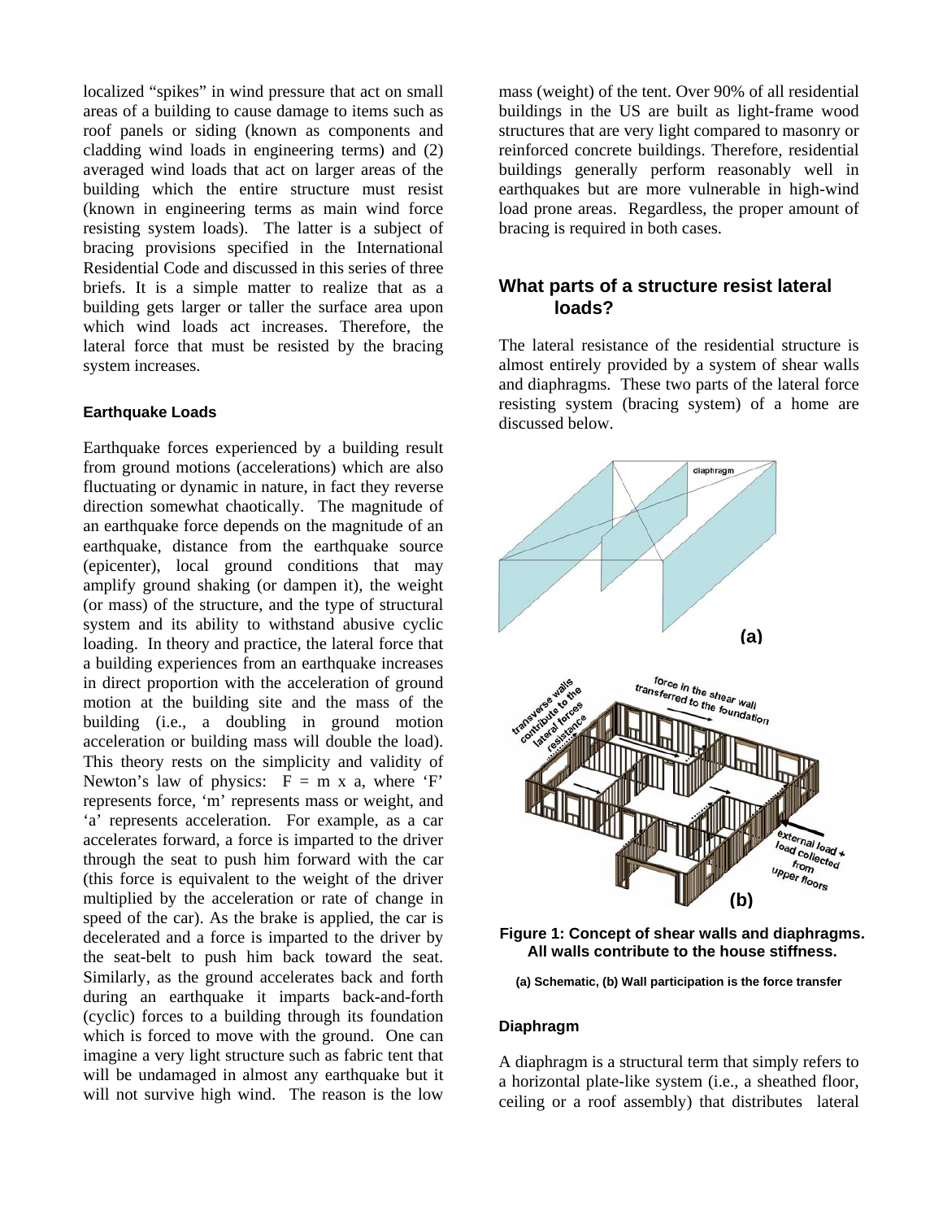localized "spikes" in wind pressure that act on small areas of a building to cause damage to items such as roof panels or siding (known as components and cladding wind loads in engineering terms) and (2) averaged wind loads that act on larger areas of the building which the entire structure must resist (known in engineering terms as main wind force resisting system loads). The latter is a subject of bracing provisions specified in the International Residential Code and discussed in this series of three briefs. It is a simple matter to realize that as a building gets larger or taller the surface area upon which wind loads act increases. Therefore, the lateral force that must be resisted by the bracing system increases.

#### Earthquake Loads

Earthquake forces experienced by a building result from ground motions (accelerations) which are also fluctuating or dynamic in nature, in fact they reverse direction somewhat chaotically. The magnitude of an earthquake force depends on the magnitude of an earthquake, distance from the earthquake source (epicenter), local ground conditions that may amplify ground shaking (or dampen it), the weight (or mass) of the structure, and the type of structural system and its ability to withstand abusive cyclic loading. In theory and practice, the lateral force that a building experiences from an earthquake increases in direct proportion with the acceleration of ground motion at the building site and the mass of the building (i.e., a doubling in ground motion acceleration or building mass will double the load). This theory rests on the simplicity and validity of Newton's law of physics: $F = m \times a$, where 'F' represents force, 'm' represents mass or weight, and 'a' represents acceleration. For example, as a car accelerates forward, a force is imparted to the driver through the seat to push him forward with the car (this force is equivalent to the weight of the driver multiplied by the acceleration or rate of change in speed of the car). As the brake is applied, the car is decelerated and a force is imparted to the driver by the seat-belt to push him back toward the seat. Similarly, as the ground accelerates back and forth during an earthquake it imparts back-and-forth (cyclic) forces to a building through its foundation which is forced to move with the ground. One can imagine a very light structure such as fabric tent that will be undamaged in almost any earthquake but it will not survive high wind. The reason is the low mass (weight) of the tent. Over 90% of all residential buildings in the US are built as light-frame wood structures that are very light compared to masonry or reinforced concrete buildings. Therefore, residential buildings generally perform reasonably well in earthquakes but are more vulnerable in high-wind load prone areas. Regardless, the proper amount of bracing is required in both cases.

### What parts of a structure resist lateral loads?

The lateral resistance of the residential structure is almost entirely provided by a system of shear walls and diaphragms. These two parts of the lateral force resisting system (bracing system) of a home are discussed below.

**Figure 1: Concept of shear walls and diaphragms. All walls contribute to the house stiffness.**

**(a) Schematic, (b) Wall participation is the force transfer**

#### Diaphragm

A diaphragm is a structural term that simply refers to a horizontal plate-like system (i.e., a sheathed floor, ceiling or a roof assembly) that distributes lateral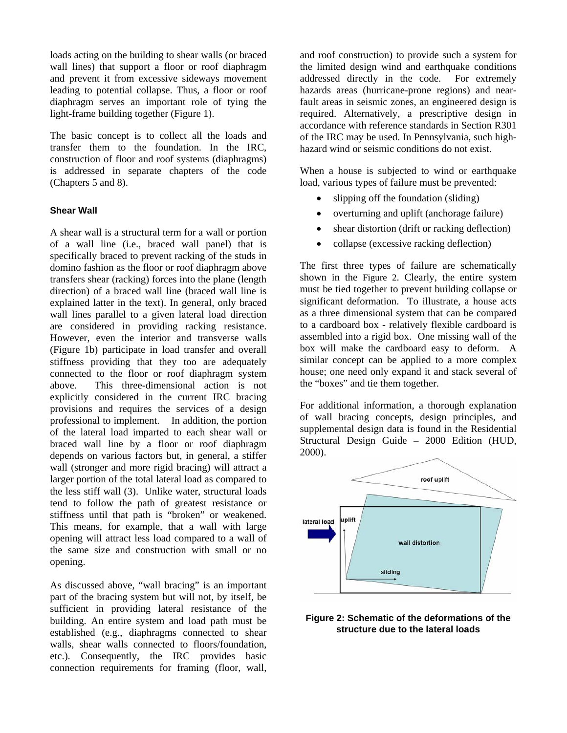loads acting on the building to shear walls (or braced wall lines) that support a floor or roof diaphragm and prevent it from excessive sideways movement leading to potential collapse. Thus, a floor or roof diaphragm serves an important role of tying the light-frame building together (Figure 1).

The basic concept is to collect all the loads and transfer them to the foundation. In the IRC, construction of floor and roof systems (diaphragms) is addressed in separate chapters of the code (Chapters 5 and 8).

### Shear Wall

A shear wall is a structural term for a wall or portion of a wall line (i.e., braced wall panel) that is specifically braced to prevent racking of the studs in domino fashion as the floor or roof diaphragm above transfers shear (racking) forces into the plane (length direction) of a braced wall line (braced wall line is explained latter in the text). In general, only braced wall lines parallel to a given lateral load direction are considered in providing racking resistance. However, even the interior and transverse walls (Figure 1b) participate in load transfer and overall stiffness providing that they too are adequately connected to the floor or roof diaphragm system above. This three-dimensional action is not explicitly considered in the current IRC bracing provisions and requires the services of a design professional to implement. In addition, the portion of the lateral load imparted to each shear wall or braced wall line by a floor or roof diaphragm depends on various factors but, in general, a stiffer wall (stronger and more rigid bracing) will attract a larger portion of the total lateral load as compared to the less stiff wall (3). Unlike water, structural loads tend to follow the path of greatest resistance or stiffness until that path is "broken" or weakened. This means, for example, that a wall with large opening will attract less load compared to a wall of the same size and construction with small or no opening.

As discussed above, "wall bracing" is an important part of the bracing system but will not, by itself, be sufficient in providing lateral resistance of the building. An entire system and load path must be established (e.g., diaphragms connected to shear walls, shear walls connected to floors/foundation, etc.). Consequently, the IRC provides basic connection requirements for framing (floor, wall, and roof construction) to provide such a system for the limited design wind and earthquake conditions addressed directly in the code. For extremely hazards areas (hurricane-prone regions) and near-fault areas in seismic zones, an engineered design is required. Alternatively, a prescriptive design in accordance with reference standards in Section R301 of the IRC may be used. In Pennsylvania, such high-hazard wind or seismic conditions do not exist.

When a house is subjected to wind or earthquake load, various types of failure must be prevented:

- slipping off the foundation (sliding)
- overturning and uplift (anchorage failure)
- shear distortion (drift or racking deflection)
- collapse (excessive racking deflection)

The first three types of failure are schematically shown in the Figure 2. Clearly, the entire system must be tied together to prevent building collapse or significant deformation. To illustrate, a house acts as a three dimensional system that can be compared to a cardboard box - relatively flexible cardboard is assembled into a rigid box. One missing wall of the box will make the cardboard easy to deform. A similar concept can be applied to a more complex house; one need only expand it and stack several of the "boxes" and tie them together.

For additional information, a thorough explanation of wall bracing concepts, design principles, and supplemental design data is found in the Residential Structural Design Guide – 2000 Edition (HUD, 2000).

**Figure 2: Schematic of the deformations of the structure due to the lateral loads**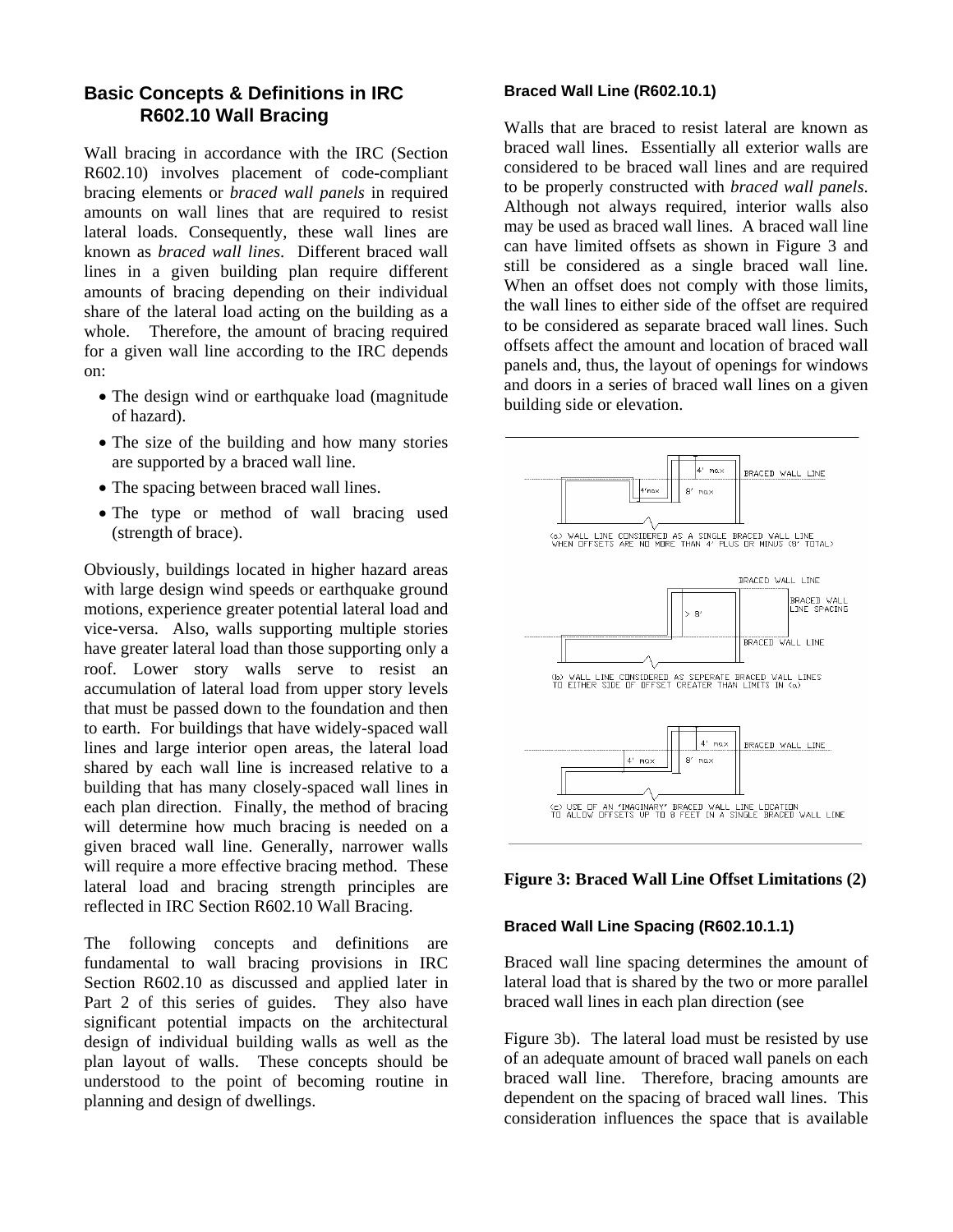## Basic Concepts & Definitions in IRC R602.10 Wall Bracing

Wall bracing in accordance with the IRC (Section R602.10) involves placement of code-compliant bracing elements or *braced wall panels* in required amounts on wall lines that are required to resist lateral loads. Consequently, these wall lines are known as *braced wall lines*. Different braced wall lines in a given building plan require different amounts of bracing depending on their individual share of the lateral load acting on the building as a whole. Therefore, the amount of bracing required for a given wall line according to the IRC depends on:

- The design wind or earthquake load (magnitude of hazard).
- The size of the building and how many stories are supported by a braced wall line.
- The spacing between braced wall lines.
- The type or method of wall bracing used (strength of brace).

Obviously, buildings located in higher hazard areas with large design wind speeds or earthquake ground motions, experience greater potential lateral load and vice-versa. Also, walls supporting multiple stories have greater lateral load than those supporting only a roof. Lower story walls serve to resist an accumulation of lateral load from upper story levels that must be passed down to the foundation and then to earth. For buildings that have widely-spaced wall lines and large interior open areas, the lateral load shared by each wall line is increased relative to a building that has many closely-spaced wall lines in each plan direction. Finally, the method of bracing will determine how much bracing is needed on a given braced wall line. Generally, narrower walls will require a more effective bracing method. These lateral load and bracing strength principles are reflected in IRC Section R602.10 Wall Bracing.

The following concepts and definitions are fundamental to wall bracing provisions in IRC Section R602.10 as discussed and applied later in Part 2 of this series of guides. They also have significant potential impacts on the architectural design of individual building walls as well as the plan layout of walls. These concepts should be understood to the point of becoming routine in planning and design of dwellings.

### Braced Wall Line (R602.10.1)

Walls that are braced to resist lateral are known as braced wall lines. Essentially all exterior walls are considered to be braced wall lines and are required to be properly constructed with *braced wall panels*. Although not always required, interior walls also may be used as braced wall lines. A braced wall line can have limited offsets as shown in Figure 3 and still be considered as a single braced wall line. When an offset does not comply with those limits, the wall lines to either side of the offset are required to be considered as separate braced wall lines. Such offsets affect the amount and location of braced wall panels and, thus, the layout of openings for windows and doors in a series of braced wall lines on a given building side or elevation.

(a) WALL LINE CONSIDERED AS A SINGLE BRACED WALL LINE WHEN OFFSETS ARE NO MORE THAN 4' PLUS OR MINUS (8' TOTAL)

(b) WALL LINE CONSIDERED AS SEPERATE BRACED WALL LINES TO EITHER SIDE OF OFFSET GREATER THAN LIMITS IN (a)

(c) USE OF AN 'IMAGINARY' BRACED WALL LINE LOCATION TO ALLOW OFFSETS UP TO 8 FEET IN A SINGLE BRACED WALL LINE

**Figure 3: Braced Wall Line Offset Limitations (2)**

### Braced Wall Line Spacing (R602.10.1.1)

Braced wall line spacing determines the amount of lateral load that is shared by the two or more parallel braced wall lines in each plan direction (see Figure 3b). The lateral load must be resisted by use of an adequate amount of braced wall panels on each braced wall line. Therefore, bracing amounts are dependent on the spacing of braced wall lines. This consideration influences the space that is available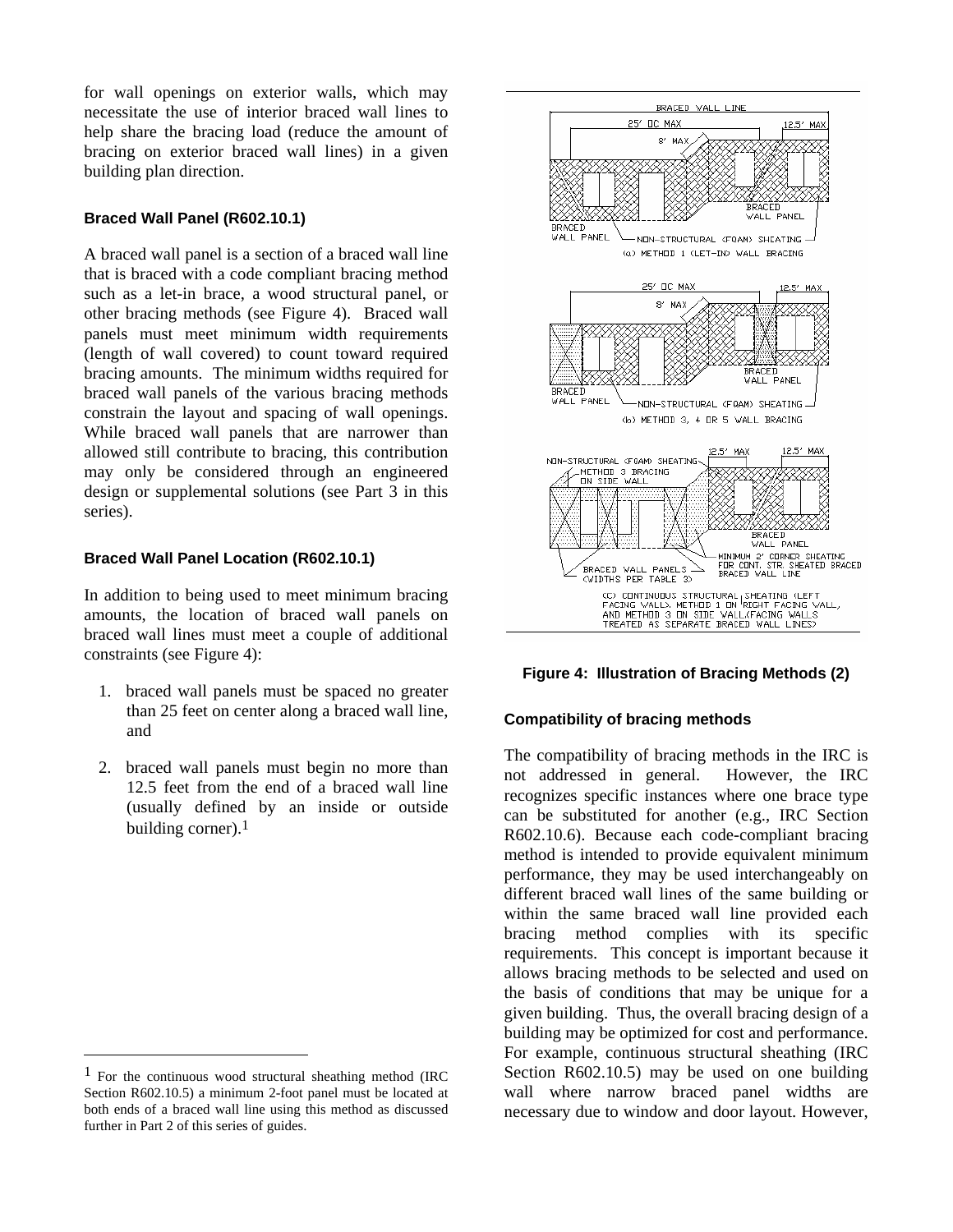for wall openings on exterior walls, which may necessitate the use of interior braced wall lines to help share the bracing load (reduce the amount of bracing on exterior braced wall lines) in a given building plan direction.

### Braced Wall Panel (R602.10.1)

A braced wall panel is a section of a braced wall line that is braced with a code compliant bracing method such as a let-in brace, a wood structural panel, or other bracing methods (see Figure 4). Braced wall panels must meet minimum width requirements (length of wall covered) to count toward required bracing amounts. The minimum widths required for braced wall panels of the various bracing methods constrain the layout and spacing of wall openings. While braced wall panels that are narrower than allowed still contribute to bracing, this contribution may only be considered through an engineered design or supplemental solutions (see Part 3 in this series).

### Braced Wall Panel Location (R602.10.1)

In addition to being used to meet minimum bracing amounts, the location of braced wall panels on braced wall lines must meet a couple of additional constraints (see Figure 4):

1. braced wall panels must be spaced no greater than 25 feet on center along a braced wall line, and

2. braced wall panels must begin no more than 12.5 feet from the end of a braced wall line (usually defined by an inside or outside building corner).[1]

**Figure 4: Illustration of Bracing Methods (2)**

### Compatibility of bracing methods

The compatibility of bracing methods in the IRC is not addressed in general. However, the IRC recognizes specific instances where one brace type can be substituted for another (e.g., IRC Section R602.10.6). Because each code-compliant bracing method is intended to provide equivalent minimum performance, they may be used interchangeably on different braced wall lines of the same building or within the same braced wall line provided each bracing method complies with its specific requirements. This concept is important because it allows bracing methods to be selected and used on the basis of conditions that may be unique for a given building. Thus, the overall bracing design of a building may be optimized for cost and performance. For example, continuous structural sheathing (IRC Section R602.10.5) may be used on one building wall where narrow braced panel widths are necessary due to window and door layout. However,

---

[1] For the continuous wood structural sheathing method (IRC Section R602.10.5) a minimum 2-foot panel must be located at both ends of a braced wall line using this method as discussed further in Part 2 of this series of guides.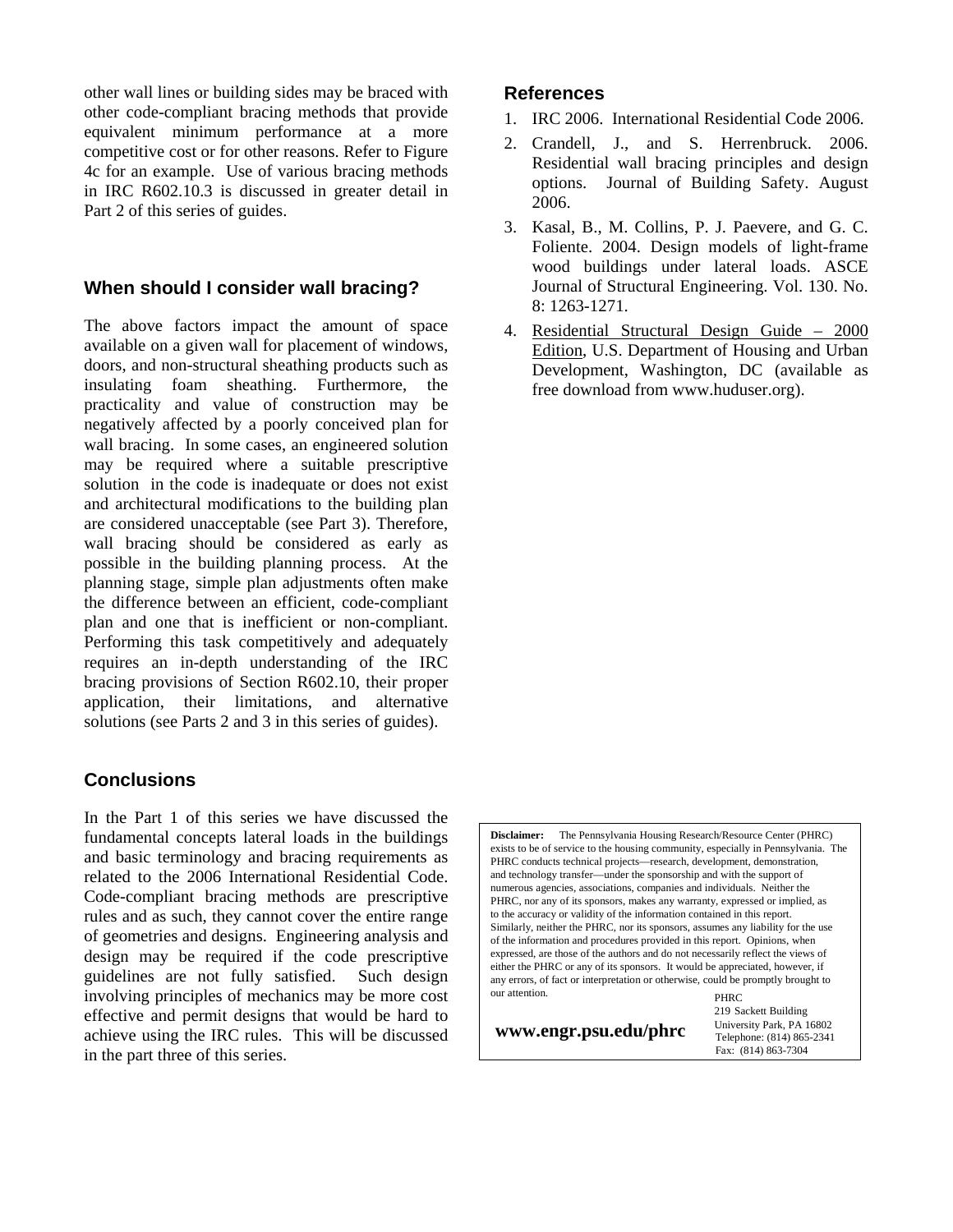other wall lines or building sides may be braced with other code-compliant bracing methods that provide equivalent minimum performance at a more competitive cost or for other reasons. Refer to Figure 4c for an example. Use of various bracing methods in IRC R602.10.3 is discussed in greater detail in Part 2 of this series of guides.

## When should I consider wall bracing?

The above factors impact the amount of space available on a given wall for placement of windows, doors, and non-structural sheathing products such as insulating foam sheathing. Furthermore, the practicality and value of construction may be negatively affected by a poorly conceived plan for wall bracing. In some cases, an engineered solution may be required where a suitable prescriptive solution in the code is inadequate or does not exist and architectural modifications to the building plan are considered unacceptable (see Part 3). Therefore, wall bracing should be considered as early as possible in the building planning process. At the planning stage, simple plan adjustments often make the difference between an efficient, code-compliant plan and one that is inefficient or non-compliant. Performing this task competitively and adequately requires an in-depth understanding of the IRC bracing provisions of Section R602.10, their proper application, their limitations, and alternative solutions (see Parts 2 and 3 in this series of guides).

## Conclusions

In the Part 1 of this series we have discussed the fundamental concepts lateral loads in the buildings and basic terminology and bracing requirements as related to the 2006 International Residential Code. Code-compliant bracing methods are prescriptive rules and as such, they cannot cover the entire range of geometries and designs. Engineering analysis and design may be required if the code prescriptive guidelines are not fully satisfied. Such design involving principles of mechanics may be more cost effective and permit designs that would be hard to achieve using the IRC rules. This will be discussed in the part three of this series.

## References

1. IRC 2006. International Residential Code 2006.
2. Crandell, J., and S. Herrenbruck. 2006. Residential wall bracing principles and design options. Journal of Building Safety. August 2006.
3. Kasal, B., M. Collins, P. J. Paevere, and G. C. Foliente. 2004. Design models of light-frame wood buildings under lateral loads. ASCE Journal of Structural Engineering. Vol. 130. No. 8: 1263-1271.
4. Residential Structural Design Guide – 2000 Edition, U.S. Department of Housing and Urban Development, Washington, DC (available as free download from www.huduser.org).

**Disclaimer:** The Pennsylvania Housing Research/Resource Center (PHRC) exists to be of service to the housing community, especially in Pennsylvania. The PHRC conducts technical projects—research, development, demonstration, and technology transfer—under the sponsorship and with the support of numerous agencies, associations, companies and individuals. Neither the PHRC, nor any of its sponsors, makes any warranty, expressed or implied, as to the accuracy or validity of the information contained in this report. Similarly, neither the PHRC, nor its sponsors, assumes any liability for the use of the information and procedures provided in this report. Opinions, when expressed, are those of the authors and do not necessarily reflect the views of either the PHRC or any of its sponsors. It would be appreciated, however, if any errors, of fact or interpretation or otherwise, could be promptly brought to our attention.

**www.engr.psu.edu/phrc**

PHRC
219 Sackett Building
University Park, PA 16802
Telephone: (814) 865-2341
Fax: (814) 863-7304